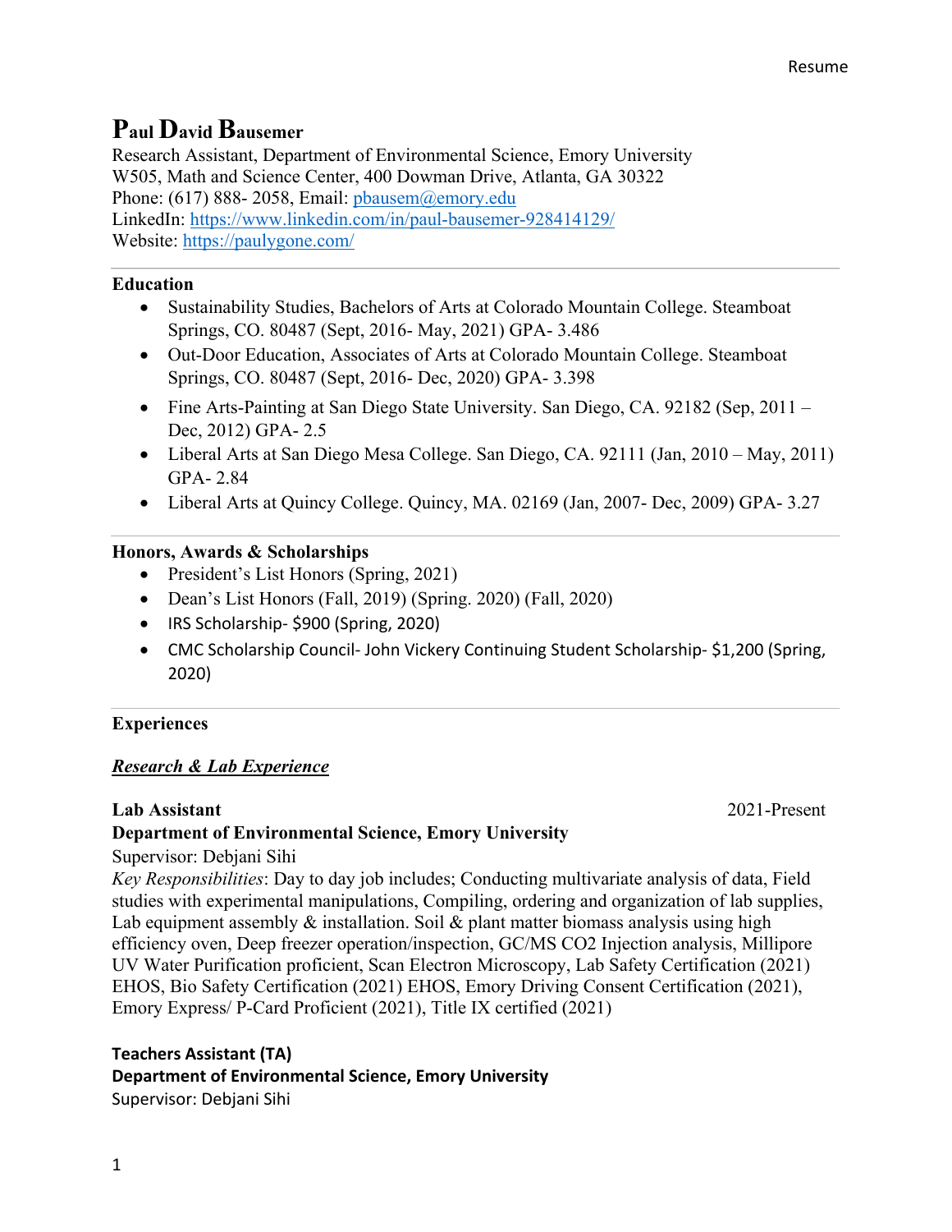# Paul David Bausemer

Research Assistant, Department of Environmental Science, Emory University
W505, Math and Science Center, 400 Dowman Drive, Atlanta, GA 30322
Phone: (617) 888- 2058, Email: pbausem@emory.edu
LinkedIn: https://www.linkedin.com/in/paul-bausemer-928414129/
Website: https://paulygone.com/

---

## Education

- Sustainability Studies, Bachelors of Arts at Colorado Mountain College. Steamboat Springs, CO. 80487 (Sept, 2016- May, 2021) GPA- 3.486
- Out-Door Education, Associates of Arts at Colorado Mountain College. Steamboat Springs, CO. 80487 (Sept, 2016- Dec, 2020) GPA- 3.398
- Fine Arts-Painting at San Diego State University. San Diego, CA. 92182 (Sep, 2011 – Dec, 2012) GPA- 2.5
- Liberal Arts at San Diego Mesa College. San Diego, CA. 92111 (Jan, 2010 – May, 2011) GPA- 2.84
- Liberal Arts at Quincy College. Quincy, MA. 02169 (Jan, 2007- Dec, 2009) GPA- 3.27

---

## Honors, Awards & Scholarships

- President's List Honors (Spring, 2021)
- Dean's List Honors (Fall, 2019) (Spring. 2020) (Fall, 2020)
- IRS Scholarship- $900 (Spring, 2020)
- CMC Scholarship Council- John Vickery Continuing Student Scholarship- $1,200 (Spring, 2020)

---

## Experiences

### ***Research & Lab Experience***

**Lab Assistant** 2021-Present
**Department of Environmental Science, Emory University**
Supervisor: Debjani Sihi
*Key Responsibilities*: Day to day job includes; Conducting multivariate analysis of data, Field studies with experimental manipulations, Compiling, ordering and organization of lab supplies, Lab equipment assembly & installation. Soil & plant matter biomass analysis using high efficiency oven, Deep freezer operation/inspection, GC/MS CO2 Injection analysis, Millipore UV Water Purification proficient, Scan Electron Microscopy, Lab Safety Certification (2021) EHOS, Bio Safety Certification (2021) EHOS, Emory Driving Consent Certification (2021), Emory Express/ P-Card Proficient (2021), Title IX certified (2021)

**Teachers Assistant (TA)**
**Department of Environmental Science, Emory University**
Supervisor: Debjani Sihi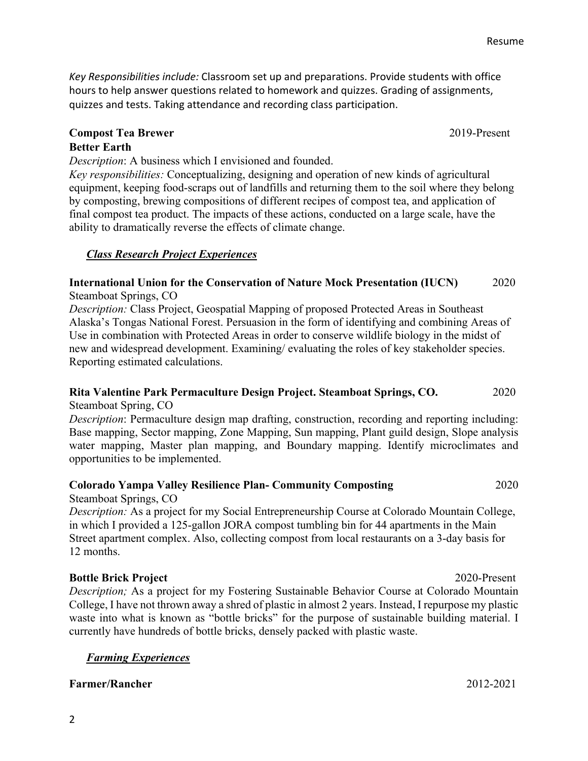*Key Responsibilities include:* Classroom set up and preparations. Provide students with office hours to help answer questions related to homework and quizzes. Grading of assignments, quizzes and tests. Taking attendance and recording class participation.

**Compost Tea Brewer** 2019-Present
**Better Earth**
*Description*: A business which I envisioned and founded.
*Key responsibilities:* Conceptualizing, designing and operation of new kinds of agricultural equipment, keeping food-scraps out of landfills and returning them to the soil where they belong by composting, brewing compositions of different recipes of compost tea, and application of final compost tea product. The impacts of these actions, conducted on a large scale, have the ability to dramatically reverse the effects of climate change.

***Class Research Project Experiences***

**International Union for the Conservation of Nature Mock Presentation (IUCN)** 2020
Steamboat Springs, CO
*Description:* Class Project, Geospatial Mapping of proposed Protected Areas in Southeast Alaska's Tongas National Forest. Persuasion in the form of identifying and combining Areas of Use in combination with Protected Areas in order to conserve wildlife biology in the midst of new and widespread development. Examining/ evaluating the roles of key stakeholder species. Reporting estimated calculations.

**Rita Valentine Park Permaculture Design Project. Steamboat Springs, CO.** 2020
Steamboat Spring, CO
*Description*: Permaculture design map drafting, construction, recording and reporting including: Base mapping, Sector mapping, Zone Mapping, Sun mapping, Plant guild design, Slope analysis water mapping, Master plan mapping, and Boundary mapping. Identify microclimates and opportunities to be implemented.

**Colorado Yampa Valley Resilience Plan- Community Composting** 2020
Steamboat Springs, CO
*Description:* As a project for my Social Entrepreneurship Course at Colorado Mountain College, in which I provided a 125-gallon JORA compost tumbling bin for 44 apartments in the Main Street apartment complex. Also, collecting compost from local restaurants on a 3-day basis for 12 months.

**Bottle Brick Project** 2020-Present
*Description;* As a project for my Fostering Sustainable Behavior Course at Colorado Mountain College, I have not thrown away a shred of plastic in almost 2 years. Instead, I repurpose my plastic waste into what is known as "bottle bricks" for the purpose of sustainable building material. I currently have hundreds of bottle bricks, densely packed with plastic waste.

***Farming Experiences***

**Farmer/Rancher** 2012-2021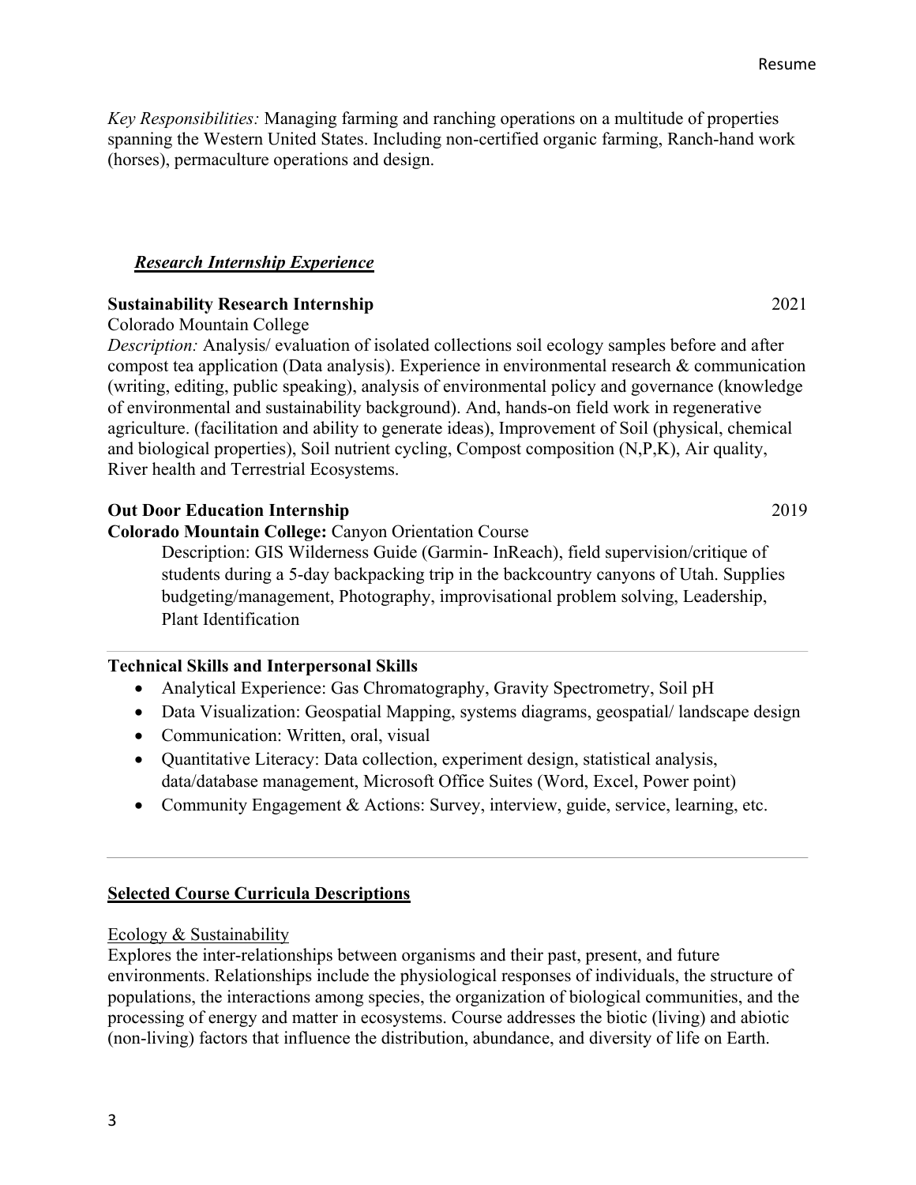*Key Responsibilities:* Managing farming and ranching operations on a multitude of properties spanning the Western United States. Including non-certified organic farming, Ranch-hand work (horses), permaculture operations and design.

## ***Research Internship Experience***

**Sustainability Research Internship** 2021

Colorado Mountain College

*Description:* Analysis/ evaluation of isolated collections soil ecology samples before and after compost tea application (Data analysis). Experience in environmental research & communication (writing, editing, public speaking), analysis of environmental policy and governance (knowledge of environmental and sustainability background). And, hands-on field work in regenerative agriculture. (facilitation and ability to generate ideas), Improvement of Soil (physical, chemical and biological properties), Soil nutrient cycling, Compost composition (N,P,K), Air quality, River health and Terrestrial Ecosystems.

**Out Door Education Internship** 2019

**Colorado Mountain College:** Canyon Orientation Course

Description: GIS Wilderness Guide (Garmin- InReach), field supervision/critique of students during a 5-day backpacking trip in the backcountry canyons of Utah. Supplies budgeting/management, Photography, improvisational problem solving, Leadership, Plant Identification

---

**Technical Skills and Interpersonal Skills**

- Analytical Experience: Gas Chromatography, Gravity Spectrometry, Soil pH
- Data Visualization: Geospatial Mapping, systems diagrams, geospatial/ landscape design
- Communication: Written, oral, visual
- Quantitative Literacy: Data collection, experiment design, statistical analysis, data/database management, Microsoft Office Suites (Word, Excel, Power point)
- Community Engagement & Actions: Survey, interview, guide, service, learning, etc.

---

## Selected Course Curricula Descriptions

Ecology & Sustainability

Explores the inter-relationships between organisms and their past, present, and future environments. Relationships include the physiological responses of individuals, the structure of populations, the interactions among species, the organization of biological communities, and the processing of energy and matter in ecosystems. Course addresses the biotic (living) and abiotic (non-living) factors that influence the distribution, abundance, and diversity of life on Earth.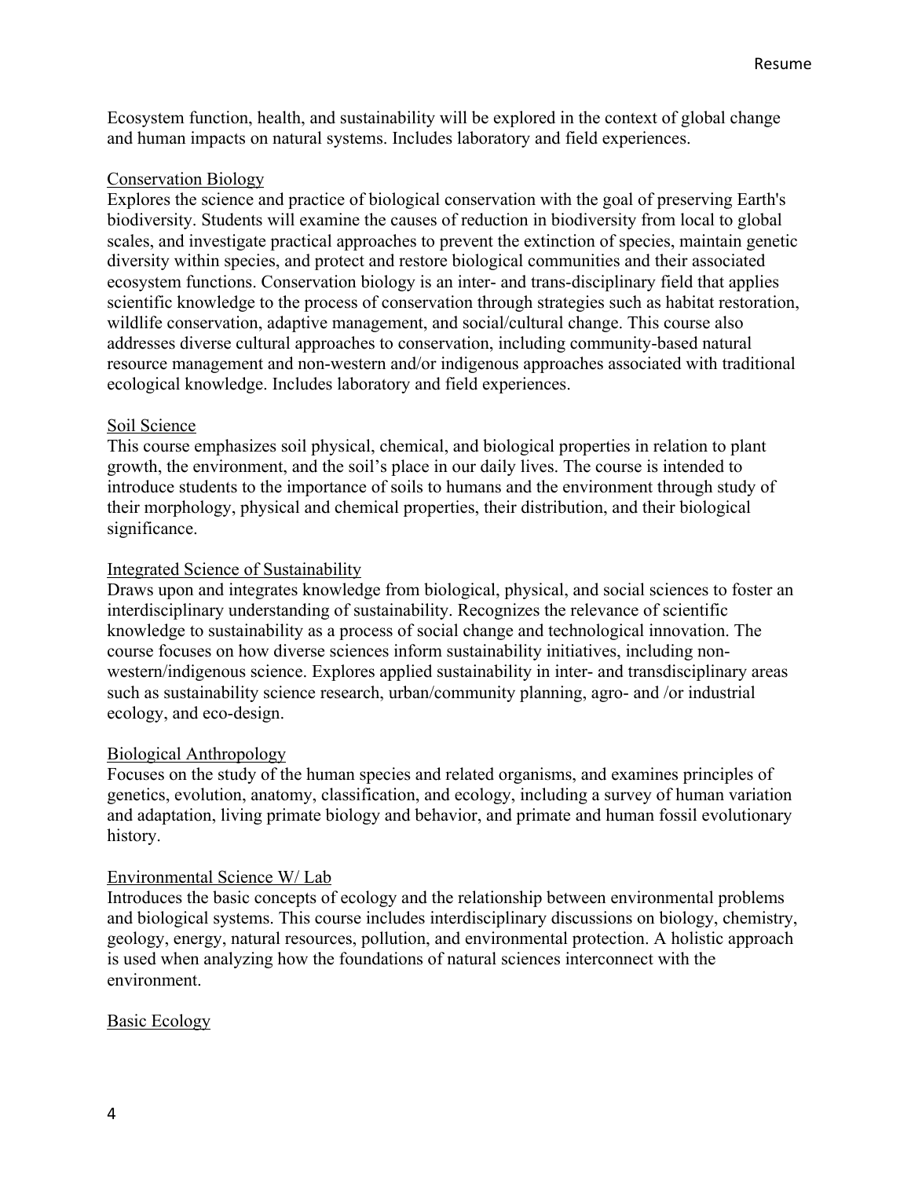Ecosystem function, health, and sustainability will be explored in the context of global change and human impacts on natural systems. Includes laboratory and field experiences.

### Conservation Biology

Explores the science and practice of biological conservation with the goal of preserving Earth's biodiversity. Students will examine the causes of reduction in biodiversity from local to global scales, and investigate practical approaches to prevent the extinction of species, maintain genetic diversity within species, and protect and restore biological communities and their associated ecosystem functions. Conservation biology is an inter- and trans-disciplinary field that applies scientific knowledge to the process of conservation through strategies such as habitat restoration, wildlife conservation, adaptive management, and social/cultural change. This course also addresses diverse cultural approaches to conservation, including community-based natural resource management and non-western and/or indigenous approaches associated with traditional ecological knowledge. Includes laboratory and field experiences.

### Soil Science

This course emphasizes soil physical, chemical, and biological properties in relation to plant growth, the environment, and the soil's place in our daily lives. The course is intended to introduce students to the importance of soils to humans and the environment through study of their morphology, physical and chemical properties, their distribution, and their biological significance.

### Integrated Science of Sustainability

Draws upon and integrates knowledge from biological, physical, and social sciences to foster an interdisciplinary understanding of sustainability. Recognizes the relevance of scientific knowledge to sustainability as a process of social change and technological innovation. The course focuses on how diverse sciences inform sustainability initiatives, including non-western/indigenous science. Explores applied sustainability in inter- and transdisciplinary areas such as sustainability science research, urban/community planning, agro- and /or industrial ecology, and eco-design.

### Biological Anthropology

Focuses on the study of the human species and related organisms, and examines principles of genetics, evolution, anatomy, classification, and ecology, including a survey of human variation and adaptation, living primate biology and behavior, and primate and human fossil evolutionary history.

### Environmental Science W/ Lab

Introduces the basic concepts of ecology and the relationship between environmental problems and biological systems. This course includes interdisciplinary discussions on biology, chemistry, geology, energy, natural resources, pollution, and environmental protection. A holistic approach is used when analyzing how the foundations of natural sciences interconnect with the environment.

### Basic Ecology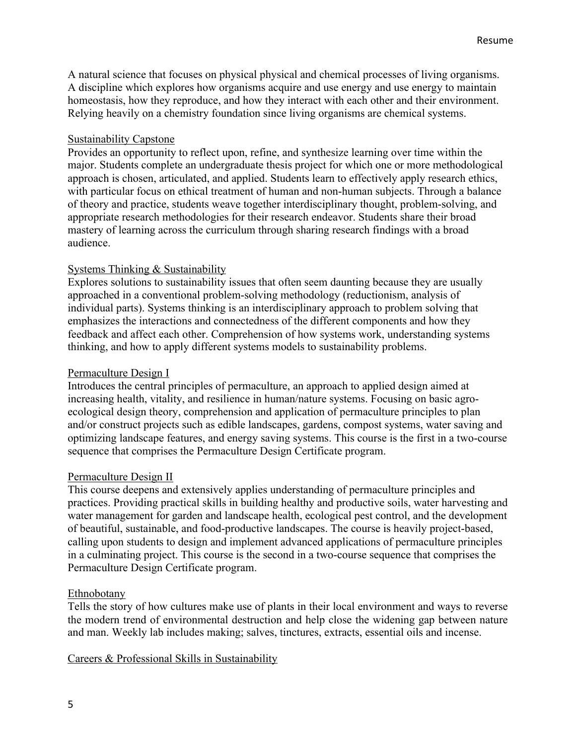A natural science that focuses on physical physical and chemical processes of living organisms. A discipline which explores how organisms acquire and use energy and use energy to maintain homeostasis, how they reproduce, and how they interact with each other and their environment. Relying heavily on a chemistry foundation since living organisms are chemical systems.

<u>Sustainability Capstone</u>

Provides an opportunity to reflect upon, refine, and synthesize learning over time within the major. Students complete an undergraduate thesis project for which one or more methodological approach is chosen, articulated, and applied. Students learn to effectively apply research ethics, with particular focus on ethical treatment of human and non-human subjects. Through a balance of theory and practice, students weave together interdisciplinary thought, problem-solving, and appropriate research methodologies for their research endeavor. Students share their broad mastery of learning across the curriculum through sharing research findings with a broad audience.

<u>Systems Thinking & Sustainability</u>

Explores solutions to sustainability issues that often seem daunting because they are usually approached in a conventional problem-solving methodology (reductionism, analysis of individual parts). Systems thinking is an interdisciplinary approach to problem solving that emphasizes the interactions and connectedness of the different components and how they feedback and affect each other. Comprehension of how systems work, understanding systems thinking, and how to apply different systems models to sustainability problems.

<u>Permaculture Design I</u>

Introduces the central principles of permaculture, an approach to applied design aimed at increasing health, vitality, and resilience in human/nature systems. Focusing on basic agro-ecological design theory, comprehension and application of permaculture principles to plan and/or construct projects such as edible landscapes, gardens, compost systems, water saving and optimizing landscape features, and energy saving systems. This course is the first in a two-course sequence that comprises the Permaculture Design Certificate program.

<u>Permaculture Design II</u>

This course deepens and extensively applies understanding of permaculture principles and practices. Providing practical skills in building healthy and productive soils, water harvesting and water management for garden and landscape health, ecological pest control, and the development of beautiful, sustainable, and food-productive landscapes. The course is heavily project-based, calling upon students to design and implement advanced applications of permaculture principles in a culminating project. This course is the second in a two-course sequence that comprises the Permaculture Design Certificate program.

<u>Ethnobotany</u>

Tells the story of how cultures make use of plants in their local environment and ways to reverse the modern trend of environmental destruction and help close the widening gap between nature and man. Weekly lab includes making; salves, tinctures, extracts, essential oils and incense.

<u>Careers & Professional Skills in Sustainability</u>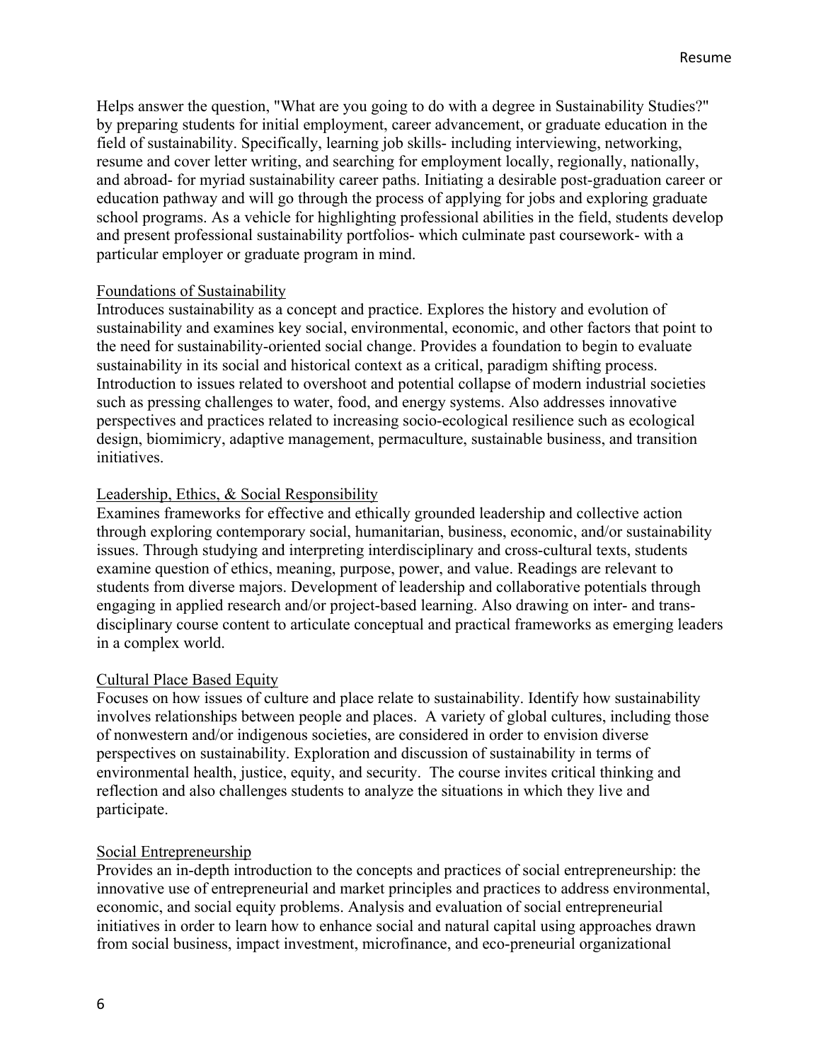Helps answer the question, "What are you going to do with a degree in Sustainability Studies?" by preparing students for initial employment, career advancement, or graduate education in the field of sustainability. Specifically, learning job skills- including interviewing, networking, resume and cover letter writing, and searching for employment locally, regionally, nationally, and abroad- for myriad sustainability career paths. Initiating a desirable post-graduation career or education pathway and will go through the process of applying for jobs and exploring graduate school programs. As a vehicle for highlighting professional abilities in the field, students develop and present professional sustainability portfolios- which culminate past coursework- with a particular employer or graduate program in mind.

<u>Foundations of Sustainability</u>
Introduces sustainability as a concept and practice. Explores the history and evolution of sustainability and examines key social, environmental, economic, and other factors that point to the need for sustainability-oriented social change. Provides a foundation to begin to evaluate sustainability in its social and historical context as a critical, paradigm shifting process. Introduction to issues related to overshoot and potential collapse of modern industrial societies such as pressing challenges to water, food, and energy systems. Also addresses innovative perspectives and practices related to increasing socio-ecological resilience such as ecological design, biomimicry, adaptive management, permaculture, sustainable business, and transition initiatives.

<u>Leadership, Ethics, & Social Responsibility</u>
Examines frameworks for effective and ethically grounded leadership and collective action through exploring contemporary social, humanitarian, business, economic, and/or sustainability issues. Through studying and interpreting interdisciplinary and cross-cultural texts, students examine question of ethics, meaning, purpose, power, and value. Readings are relevant to students from diverse majors. Development of leadership and collaborative potentials through engaging in applied research and/or project-based learning. Also drawing on inter- and trans-disciplinary course content to articulate conceptual and practical frameworks as emerging leaders in a complex world.

<u>Cultural Place Based Equity</u>
Focuses on how issues of culture and place relate to sustainability. Identify how sustainability involves relationships between people and places. A variety of global cultures, including those of nonwestern and/or indigenous societies, are considered in order to envision diverse perspectives on sustainability. Exploration and discussion of sustainability in terms of environmental health, justice, equity, and security. The course invites critical thinking and reflection and also challenges students to analyze the situations in which they live and participate.

<u>Social Entrepreneurship</u>
Provides an in-depth introduction to the concepts and practices of social entrepreneurship: the innovative use of entrepreneurial and market principles and practices to address environmental, economic, and social equity problems. Analysis and evaluation of social entrepreneurial initiatives in order to learn how to enhance social and natural capital using approaches drawn from social business, impact investment, microfinance, and eco-preneurial organizational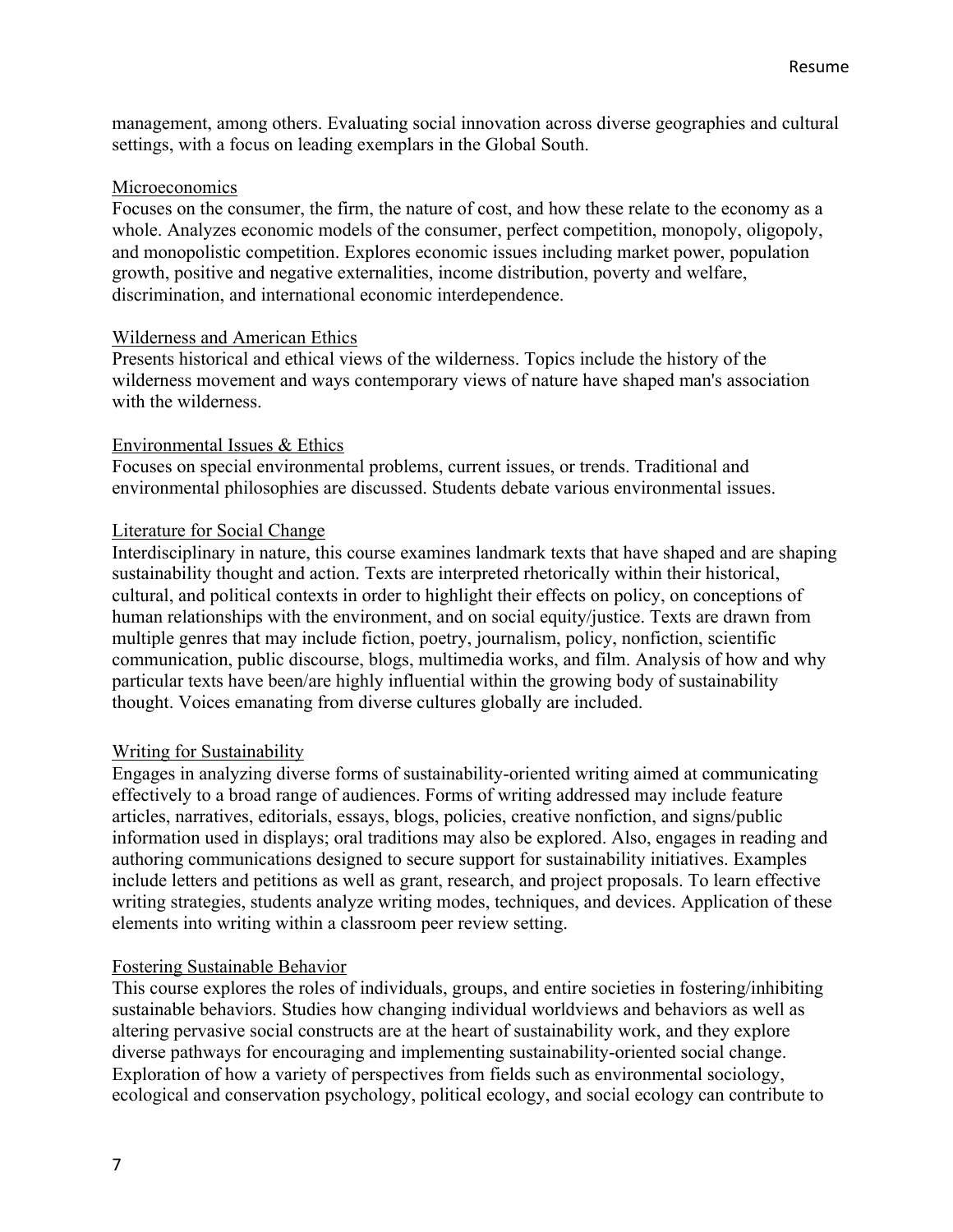management, among others. Evaluating social innovation across diverse geographies and cultural settings, with a focus on leading exemplars in the Global South.

<u>Microeconomics</u>
Focuses on the consumer, the firm, the nature of cost, and how these relate to the economy as a whole. Analyzes economic models of the consumer, perfect competition, monopoly, oligopoly, and monopolistic competition. Explores economic issues including market power, population growth, positive and negative externalities, income distribution, poverty and welfare, discrimination, and international economic interdependence.

<u>Wilderness and American Ethics</u>
Presents historical and ethical views of the wilderness. Topics include the history of the wilderness movement and ways contemporary views of nature have shaped man's association with the wilderness.

<u>Environmental Issues & Ethics</u>
Focuses on special environmental problems, current issues, or trends. Traditional and environmental philosophies are discussed. Students debate various environmental issues.

<u>Literature for Social Change</u>
Interdisciplinary in nature, this course examines landmark texts that have shaped and are shaping sustainability thought and action. Texts are interpreted rhetorically within their historical, cultural, and political contexts in order to highlight their effects on policy, on conceptions of human relationships with the environment, and on social equity/justice. Texts are drawn from multiple genres that may include fiction, poetry, journalism, policy, nonfiction, scientific communication, public discourse, blogs, multimedia works, and film. Analysis of how and why particular texts have been/are highly influential within the growing body of sustainability thought. Voices emanating from diverse cultures globally are included.

<u>Writing for Sustainability</u>
Engages in analyzing diverse forms of sustainability-oriented writing aimed at communicating effectively to a broad range of audiences. Forms of writing addressed may include feature articles, narratives, editorials, essays, blogs, policies, creative nonfiction, and signs/public information used in displays; oral traditions may also be explored. Also, engages in reading and authoring communications designed to secure support for sustainability initiatives. Examples include letters and petitions as well as grant, research, and project proposals. To learn effective writing strategies, students analyze writing modes, techniques, and devices. Application of these elements into writing within a classroom peer review setting.

<u>Fostering Sustainable Behavior</u>
This course explores the roles of individuals, groups, and entire societies in fostering/inhibiting sustainable behaviors. Studies how changing individual worldviews and behaviors as well as altering pervasive social constructs are at the heart of sustainability work, and they explore diverse pathways for encouraging and implementing sustainability-oriented social change. Exploration of how a variety of perspectives from fields such as environmental sociology, ecological and conservation psychology, political ecology, and social ecology can contribute to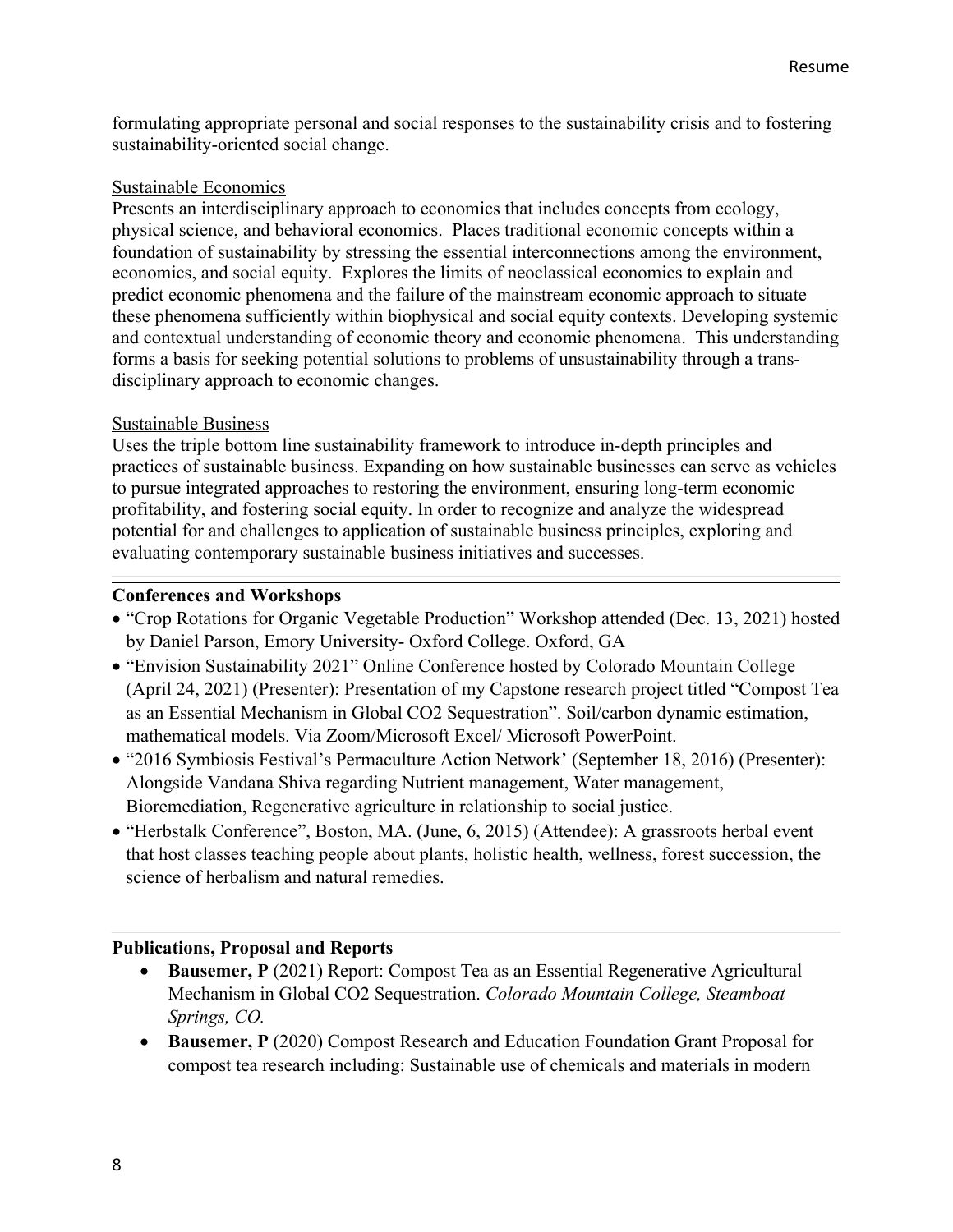formulating appropriate personal and social responses to the sustainability crisis and to fostering sustainability-oriented social change.

Sustainable Economics

Presents an interdisciplinary approach to economics that includes concepts from ecology, physical science, and behavioral economics. Places traditional economic concepts within a foundation of sustainability by stressing the essential interconnections among the environment, economics, and social equity. Explores the limits of neoclassical economics to explain and predict economic phenomena and the failure of the mainstream economic approach to situate these phenomena sufficiently within biophysical and social equity contexts. Developing systemic and contextual understanding of economic theory and economic phenomena. This understanding forms a basis for seeking potential solutions to problems of unsustainability through a trans-disciplinary approach to economic changes.

Sustainable Business

Uses the triple bottom line sustainability framework to introduce in-depth principles and practices of sustainable business. Expanding on how sustainable businesses can serve as vehicles to pursue integrated approaches to restoring the environment, ensuring long-term economic profitability, and fostering social equity. In order to recognize and analyze the widespread potential for and challenges to application of sustainable business principles, exploring and evaluating contemporary sustainable business initiatives and successes.

---

**Conferences and Workshops**

- "Crop Rotations for Organic Vegetable Production" Workshop attended (Dec. 13, 2021) hosted by Daniel Parson, Emory University- Oxford College. Oxford, GA
- "Envision Sustainability 2021" Online Conference hosted by Colorado Mountain College (April 24, 2021) (Presenter): Presentation of my Capstone research project titled "Compost Tea as an Essential Mechanism in Global CO2 Sequestration". Soil/carbon dynamic estimation, mathematical models. Via Zoom/Microsoft Excel/ Microsoft PowerPoint.
- "2016 Symbiosis Festival's Permaculture Action Network' (September 18, 2016) (Presenter): Alongside Vandana Shiva regarding Nutrient management, Water management, Bioremediation, Regenerative agriculture in relationship to social justice.
- "Herbstalk Conference", Boston, MA. (June, 6, 2015) (Attendee): A grassroots herbal event that host classes teaching people about plants, holistic health, wellness, forest succession, the science of herbalism and natural remedies.

**Publications, Proposal and Reports**

- **Bausemer, P** (2021) Report: Compost Tea as an Essential Regenerative Agricultural Mechanism in Global CO2 Sequestration. *Colorado Mountain College, Steamboat Springs, CO.*
- **Bausemer, P** (2020) Compost Research and Education Foundation Grant Proposal for compost tea research including: Sustainable use of chemicals and materials in modern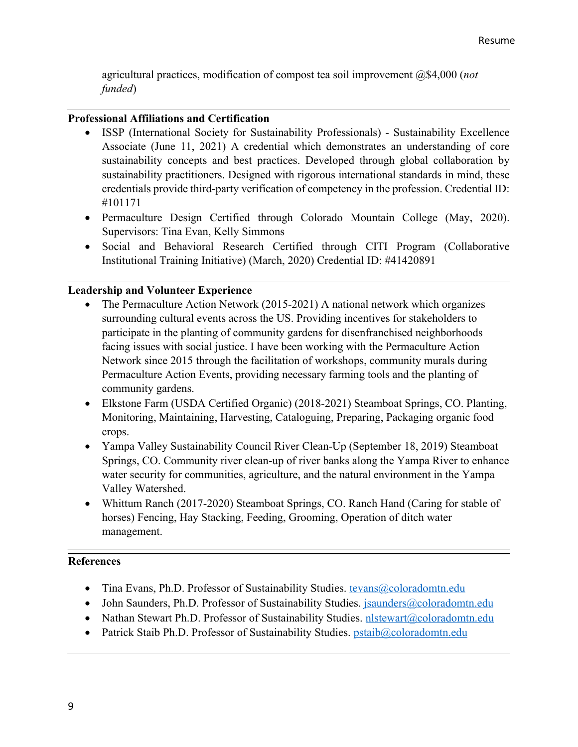agricultural practices, modification of compost tea soil improvement @$4,000 (*not funded*)

---

**Professional Affiliations and Certification**

- ISSP (International Society for Sustainability Professionals) - Sustainability Excellence Associate (June 11, 2021) A credential which demonstrates an understanding of core sustainability concepts and best practices. Developed through global collaboration by sustainability practitioners. Designed with rigorous international standards in mind, these credentials provide third-party verification of competency in the profession. Credential ID: #101171
- Permaculture Design Certified through Colorado Mountain College (May, 2020). Supervisors: Tina Evan, Kelly Simmons
- Social and Behavioral Research Certified through CITI Program (Collaborative Institutional Training Initiative) (March, 2020) Credential ID: #41420891

---

**Leadership and Volunteer Experience**

- The Permaculture Action Network (2015-2021) A national network which organizes surrounding cultural events across the US. Providing incentives for stakeholders to participate in the planting of community gardens for disenfranchised neighborhoods facing issues with social justice. I have been working with the Permaculture Action Network since 2015 through the facilitation of workshops, community murals during Permaculture Action Events, providing necessary farming tools and the planting of community gardens.
- Elkstone Farm (USDA Certified Organic) (2018-2021) Steamboat Springs, CO. Planting, Monitoring, Maintaining, Harvesting, Cataloguing, Preparing, Packaging organic food crops.
- Yampa Valley Sustainability Council River Clean-Up (September 18, 2019) Steamboat Springs, CO. Community river clean-up of river banks along the Yampa River to enhance water security for communities, agriculture, and the natural environment in the Yampa Valley Watershed.
- Whittum Ranch (2017-2020) Steamboat Springs, CO. Ranch Hand (Caring for stable of horses) Fencing, Hay Stacking, Feeding, Grooming, Operation of ditch water management.

---

**References**

- Tina Evans, Ph.D. Professor of Sustainability Studies. tevans@coloradomtn.edu
- John Saunders, Ph.D. Professor of Sustainability Studies. jsaunders@coloradomtn.edu
- Nathan Stewart Ph.D. Professor of Sustainability Studies. nlstewart@coloradomtn.edu
- Patrick Staib Ph.D. Professor of Sustainability Studies. pstaib@coloradomtn.edu